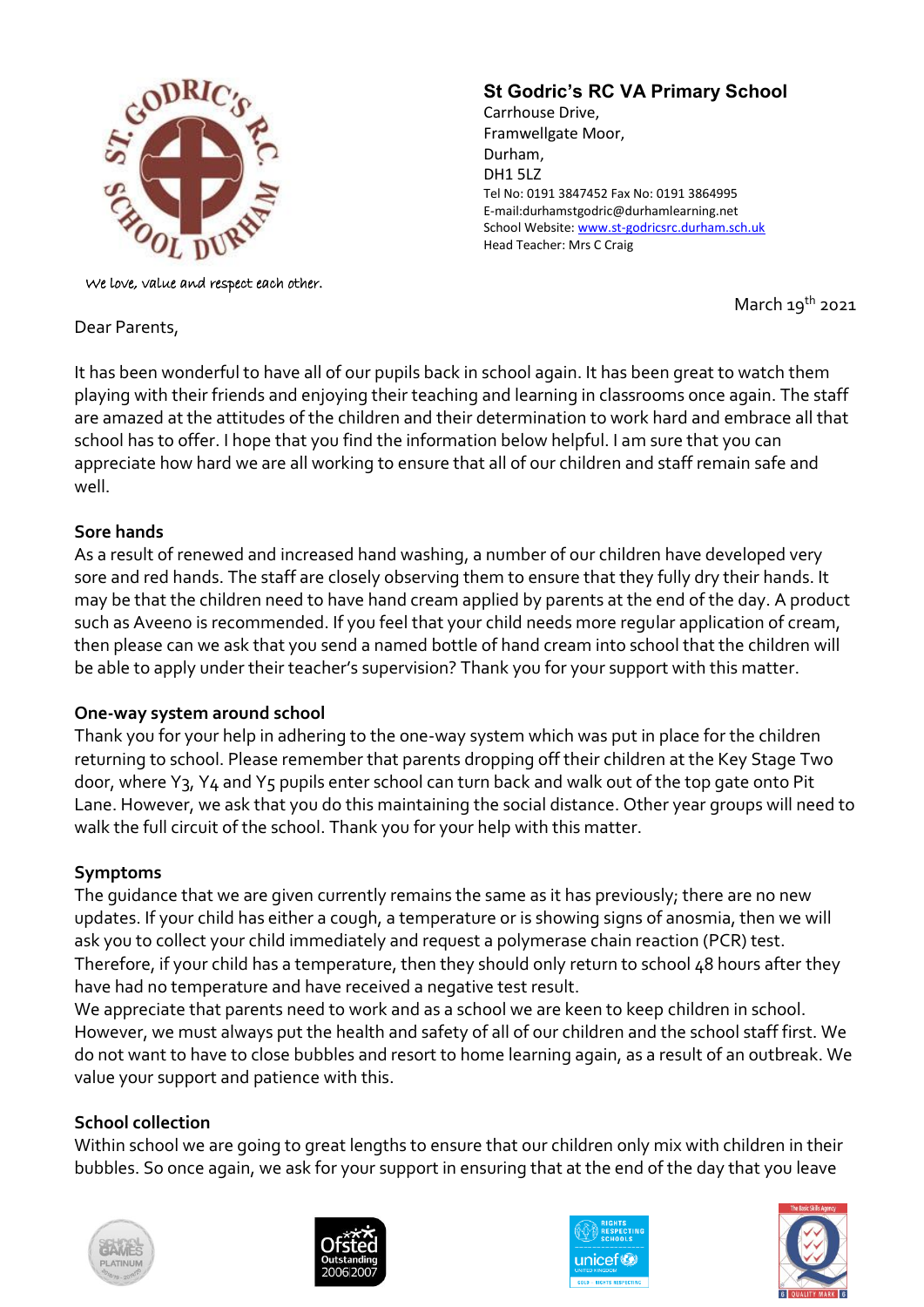**St Godric's RC VA Primary School**
Carrhouse Drive,
Framwellgate Moor,
Durham,
DH1 5LZ
Tel No: 0191 3847452 Fax No: 0191 3864995
E-mail:durhamstgodric@durhamlearning.net
School Website: www.st-godricsrc.durham.sch.uk
Head Teacher: Mrs C Craig

*We love, value and respect each other.*

March 19th 2021

Dear Parents,

It has been wonderful to have all of our pupils back in school again. It has been great to watch them playing with their friends and enjoying their teaching and learning in classrooms once again. The staff are amazed at the attitudes of the children and their determination to work hard and embrace all that school has to offer. I hope that you find the information below helpful. I am sure that you can appreciate how hard we are all working to ensure that all of our children and staff remain safe and well.

**Sore hands**

As a result of renewed and increased hand washing, a number of our children have developed very sore and red hands. The staff are closely observing them to ensure that they fully dry their hands. It may be that the children need to have hand cream applied by parents at the end of the day. A product such as Aveeno is recommended. If you feel that your child needs more regular application of cream, then please can we ask that you send a named bottle of hand cream into school that the children will be able to apply under their teacher's supervision? Thank you for your support with this matter.

**One-way system around school**

Thank you for your help in adhering to the one-way system which was put in place for the children returning to school. Please remember that parents dropping off their children at the Key Stage Two door, where Y3, Y4 and Y5 pupils enter school can turn back and walk out of the top gate onto Pit Lane. However, we ask that you do this maintaining the social distance. Other year groups will need to walk the full circuit of the school. Thank you for your help with this matter.

**Symptoms**

The guidance that we are given currently remains the same as it has previously; there are no new updates. If your child has either a cough, a temperature or is showing signs of anosmia, then we will ask you to collect your child immediately and request a polymerase chain reaction (PCR) test. Therefore, if your child has a temperature, then they should only return to school 48 hours after they have had no temperature and have received a negative test result.

We appreciate that parents need to work and as a school we are keen to keep children in school. However, we must always put the health and safety of all of our children and the school staff first. We do not want to have to close bubbles and resort to home learning again, as a result of an outbreak. We value your support and patience with this.

**School collection**

Within school we are going to great lengths to ensure that our children only mix with children in their bubbles. So once again, we ask for your support in ensuring that at the end of the day that you leave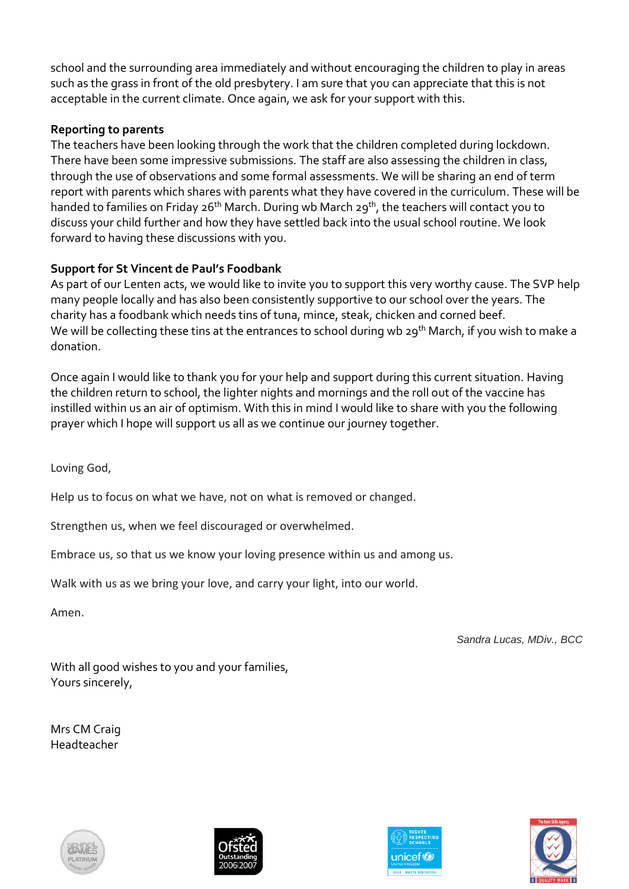school and the surrounding area immediately and without encouraging the children to play in areas such as the grass in front of the old presbytery. I am sure that you can appreciate that this is not acceptable in the current climate. Once again, we ask for your support with this.

**Reporting to parents**

The teachers have been looking through the work that the children completed during lockdown. There have been some impressive submissions. The staff are also assessing the children in class, through the use of observations and some formal assessments. We will be sharing an end of term report with parents which shares with parents what they have covered in the curriculum. These will be handed to families on Friday 26th March. During wb March 29th, the teachers will contact you to discuss your child further and how they have settled back into the usual school routine. We look forward to having these discussions with you.

**Support for St Vincent de Paul's Foodbank**

As part of our Lenten acts, we would like to invite you to support this very worthy cause. The SVP help many people locally and has also been consistently supportive to our school over the years. The charity has a foodbank which needs tins of tuna, mince, steak, chicken and corned beef.
We will be collecting these tins at the entrances to school during wb 29th March, if you wish to make a donation.

Once again I would like to thank you for your help and support during this current situation. Having the children return to school, the lighter nights and mornings and the roll out of the vaccine has instilled within us an air of optimism. With this in mind I would like to share with you the following prayer which I hope will support us all as we continue our journey together.

Loving God,

Help us to focus on what we have, not on what is removed or changed.

Strengthen us, when we feel discouraged or overwhelmed.

Embrace us, so that us we know your loving presence within us and among us.

Walk with us as we bring your love, and carry your light, into our world.

Amen.

*Sandra Lucas, MDiv., BCC*

With all good wishes to you and your families,
Yours sincerely,

Mrs CM Craig
Headteacher